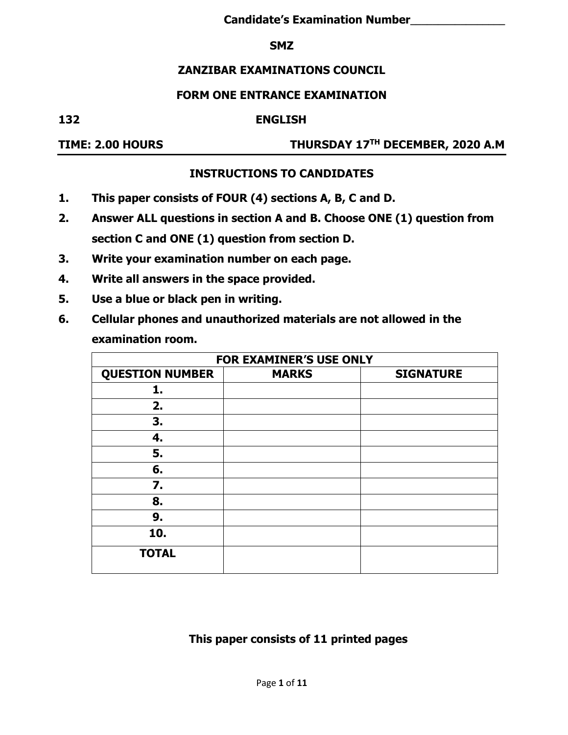**Candidate's Examination Number______________**

**SMZ**

# ZANZIBAR EXAMINATIONS COUNCIL

## FORM ONE ENTRANCE EXAMINATION

**132 ENGLISH**

**TIME: 2.00 HOURS THURSDAY 17TH DECEMBER, 2020 A.M**

## INSTRUCTIONS TO CANDIDATES

1. **This paper consists of FOUR (4) sections A, B, C and D.**
2. **Answer ALL questions in section A and B. Choose ONE (1) question from section C and ONE (1) question from section D.**
3. **Write your examination number on each page.**
4. **Write all answers in the space provided.**
5. **Use a blue or black pen in writing.**
6. **Cellular phones and unauthorized materials are not allowed in the examination room.**

| FOR EXAMINER'S USE ONLY | | |
|---|---|---|
| **QUESTION NUMBER** | **MARKS** | **SIGNATURE** |
| **1.** | | |
| **2.** | | |
| **3.** | | |
| **4.** | | |
| **5.** | | |
| **6.** | | |
| **7.** | | |
| **8.** | | |
| **9.** | | |
| **10.** | | |
| **TOTAL** | | |

**This paper consists of 11 printed pages**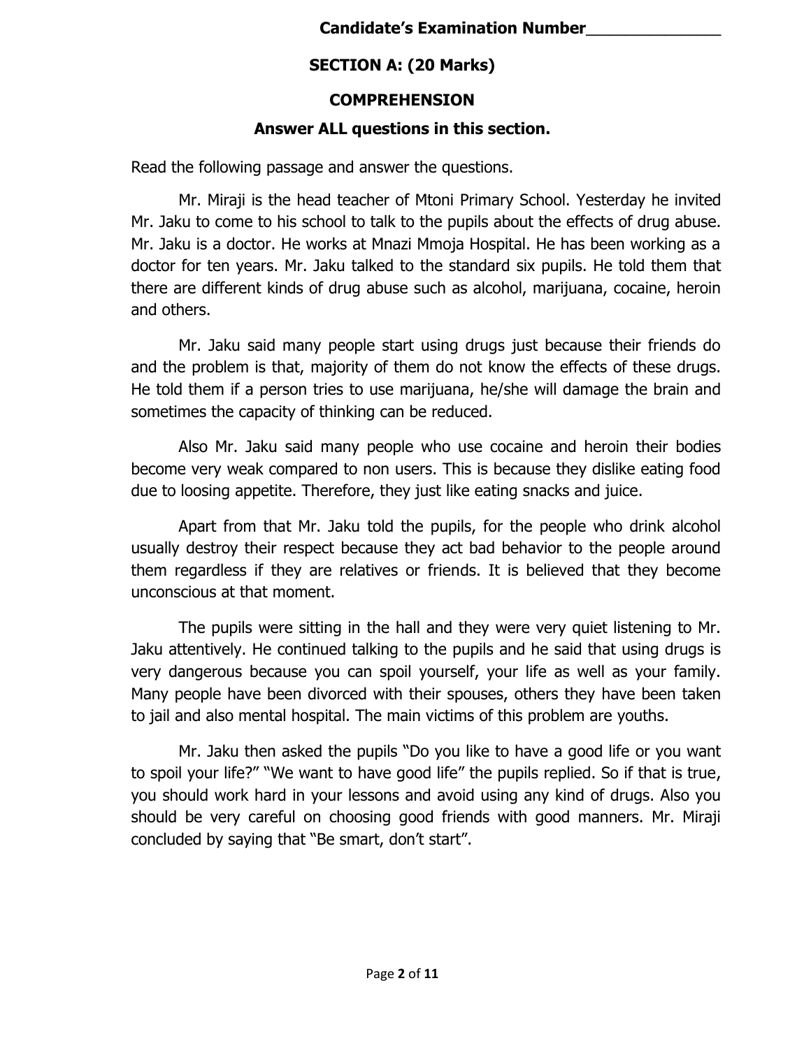**Candidate's Examination Number_______________**

## SECTION A: (20 Marks)

## COMPREHENSION

**Answer ALL questions in this section.**

Read the following passage and answer the questions.

Mr. Miraji is the head teacher of Mtoni Primary School. Yesterday he invited Mr. Jaku to come to his school to talk to the pupils about the effects of drug abuse. Mr. Jaku is a doctor. He works at Mnazi Mmoja Hospital. He has been working as a doctor for ten years. Mr. Jaku talked to the standard six pupils. He told them that there are different kinds of drug abuse such as alcohol, marijuana, cocaine, heroin and others.

Mr. Jaku said many people start using drugs just because their friends do and the problem is that, majority of them do not know the effects of these drugs. He told them if a person tries to use marijuana, he/she will damage the brain and sometimes the capacity of thinking can be reduced.

Also Mr. Jaku said many people who use cocaine and heroin their bodies become very weak compared to non users. This is because they dislike eating food due to loosing appetite. Therefore, they just like eating snacks and juice.

Apart from that Mr. Jaku told the pupils, for the people who drink alcohol usually destroy their respect because they act bad behavior to the people around them regardless if they are relatives or friends. It is believed that they become unconscious at that moment.

The pupils were sitting in the hall and they were very quiet listening to Mr. Jaku attentively. He continued talking to the pupils and he said that using drugs is very dangerous because you can spoil yourself, your life as well as your family. Many people have been divorced with their spouses, others they have been taken to jail and also mental hospital. The main victims of this problem are youths.

Mr. Jaku then asked the pupils "Do you like to have a good life or you want to spoil your life?" "We want to have good life" the pupils replied. So if that is true, you should work hard in your lessons and avoid using any kind of drugs. Also you should be very careful on choosing good friends with good manners. Mr. Miraji concluded by saying that "Be smart, don't start".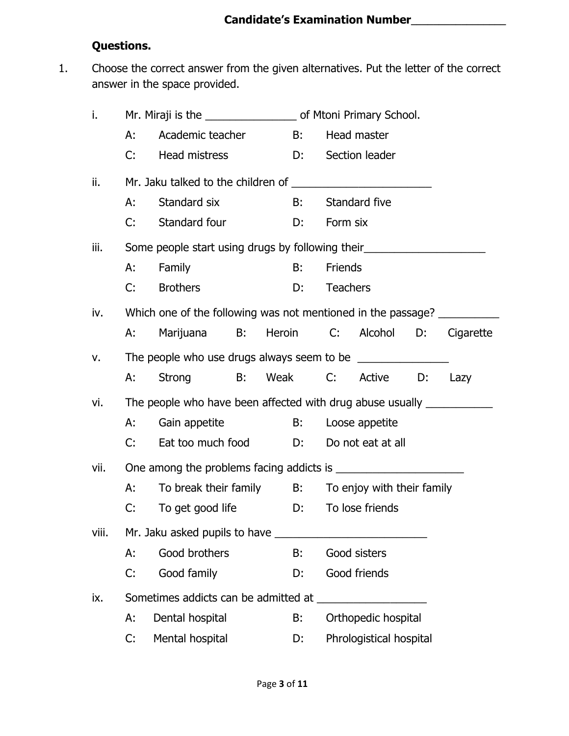**Candidate's Examination Number_______________**

**Questions.**

1. Choose the correct answer from the given alternatives. Put the letter of the correct answer in the space provided.

i. Mr. Miraji is the _______________ of Mtoni Primary School.

A: Academic teacher B: Head master

C: Head mistress D: Section leader

ii. Mr. Jaku talked to the children of _______________________

A: Standard six B: Standard five

C: Standard four D: Form six

iii. Some people start using drugs by following their____________________

A: Family B: Friends

C: Brothers D: Teachers

iv. Which one of the following was not mentioned in the passage? __________

A: Marijuana B: Heroin C: Alcohol D: Cigarette

v. The people who use drugs always seem to be _______________

A: Strong B: Weak C: Active D: Lazy

vi. The people who have been affected with drug abuse usually ___________

A: Gain appetite B: Loose appetite

C: Eat too much food D: Do not eat at all

vii. One among the problems facing addicts is _____________________

A: To break their family B: To enjoy with their family

C: To get good life D: To lose friends

viii. Mr. Jaku asked pupils to have _________________________

A: Good brothers B: Good sisters

C: Good family D: Good friends

ix. Sometimes addicts can be admitted at __________________

A: Dental hospital B: Orthopedic hospital

C: Mental hospital D: Phrological hospital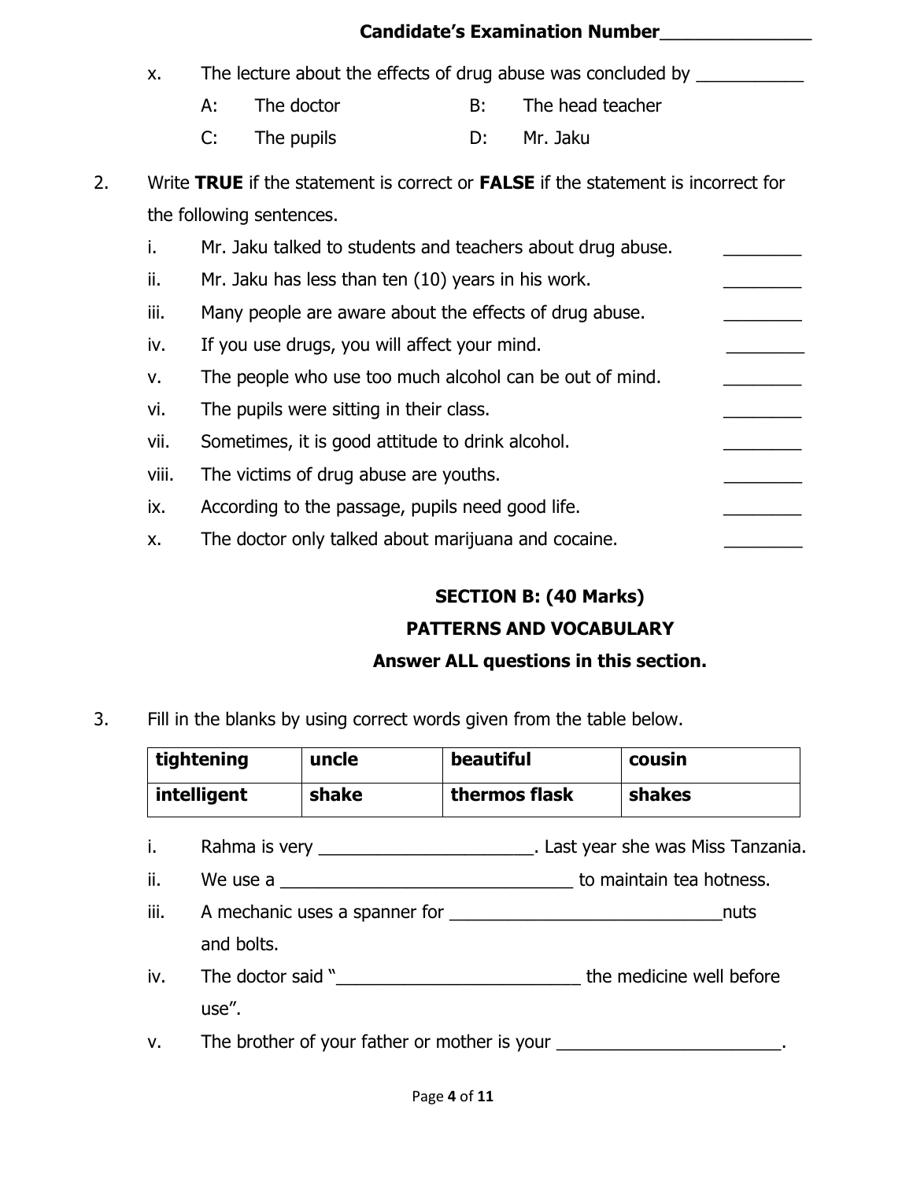Candidate's Examination Number_______________

x. The lecture about the effects of drug abuse was concluded by ___________

A: The doctor B: The head teacher

C: The pupils D: Mr. Jaku

2. Write **TRUE** if the statement is correct or **FALSE** if the statement is incorrect for the following sentences.

i. Mr. Jaku talked to students and teachers about drug abuse. ________

ii. Mr. Jaku has less than ten (10) years in his work. ________

iii. Many people are aware about the effects of drug abuse. ________

iv. If you use drugs, you will affect your mind. ________

v. The people who use too much alcohol can be out of mind. ________

vi. The pupils were sitting in their class. ________

vii. Sometimes, it is good attitude to drink alcohol. ________

viii. The victims of drug abuse are youths. ________

ix. According to the passage, pupils need good life. ________

x. The doctor only talked about marijuana and cocaine. ________

## SECTION B: (40 Marks)

## PATTERNS AND VOCABULARY

**Answer ALL questions in this section.**

3. Fill in the blanks by using correct words given from the table below.

| tightening | uncle | beautiful | cousin |
|---|---|---|---|
| **intelligent** | **shake** | **thermos flask** | **shakes** |

i. Rahma is very ______________________. Last year she was Miss Tanzania.

ii. We use a _______________________________ to maintain tea hotness.

iii. A mechanic uses a spanner for ____________________________nuts and bolts.

iv. The doctor said "_________________________ the medicine well before use".

v. The brother of your father or mother is your _______________________.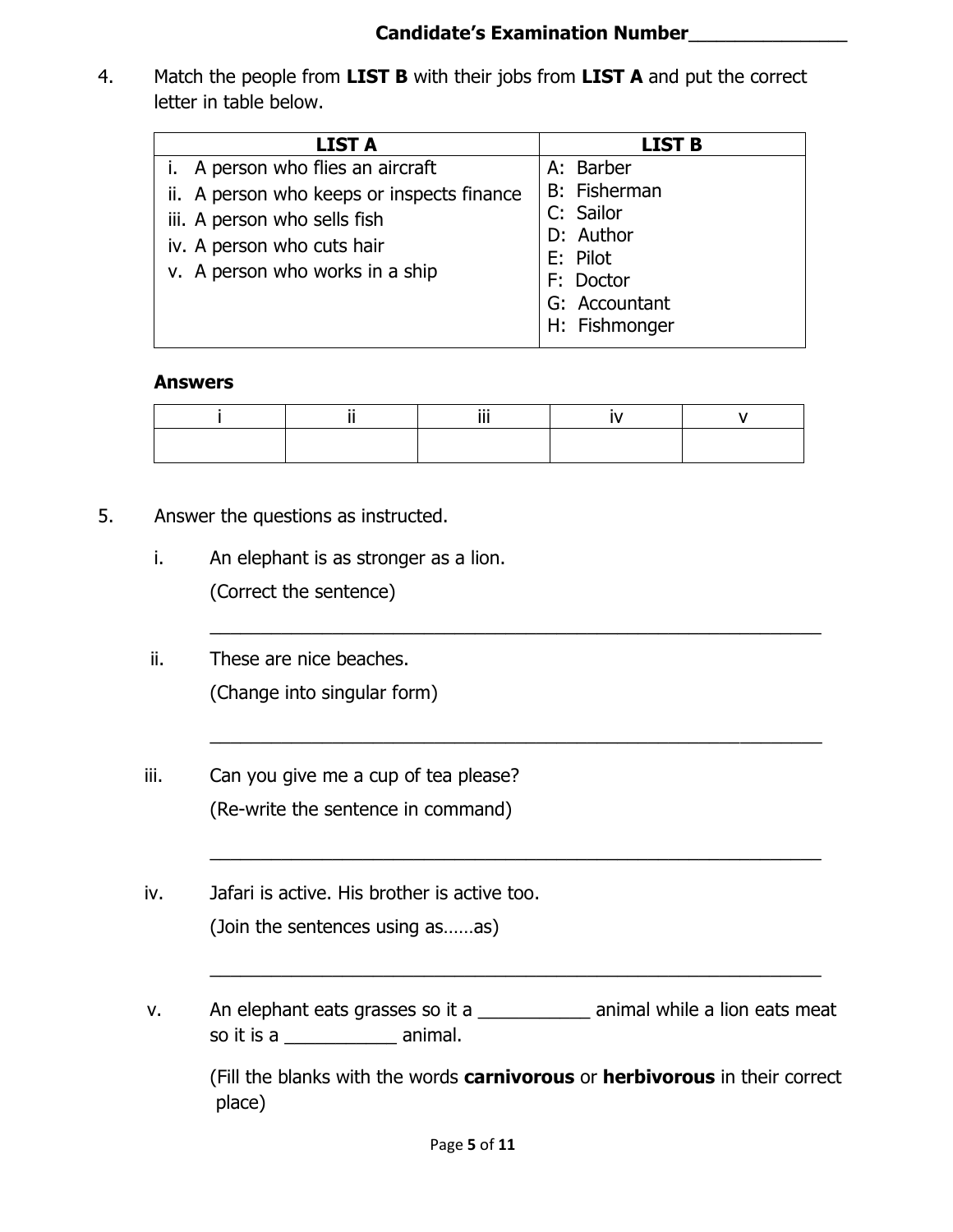**Candidate's Examination Number**_______________

4. Match the people from **LIST B** with their jobs from **LIST A** and put the correct letter in table below.

| LIST A | LIST B |
|---|---|
| i. A person who flies an aircraft<br>ii. A person who keeps or inspects finance<br>iii. A person who sells fish<br>iv. A person who cuts hair<br>v. A person who works in a ship | A: Barber<br>B: Fisherman<br>C: Sailor<br>D: Author<br>E: Pilot<br>F: Doctor<br>G: Accountant<br>H: Fishmonger |

**Answers**

| i | ii | iii | iv | v |
|---|---|---|---|---|
| | | | | |

5. Answer the questions as instructed.

i. An elephant is as stronger as a lion.
(Correct the sentence)

_____________________________________________________________

ii. These are nice beaches.
(Change into singular form)

_____________________________________________________________

iii. Can you give me a cup of tea please?
(Re-write the sentence in command)

_____________________________________________________________

iv. Jafari is active. His brother is active too.
(Join the sentences using as……as)

_____________________________________________________________

v. An elephant eats grasses so it a ___________ animal while a lion eats meat so it is a ___________ animal.

(Fill the blanks with the words **carnivorous** or **herbivorous** in their correct place)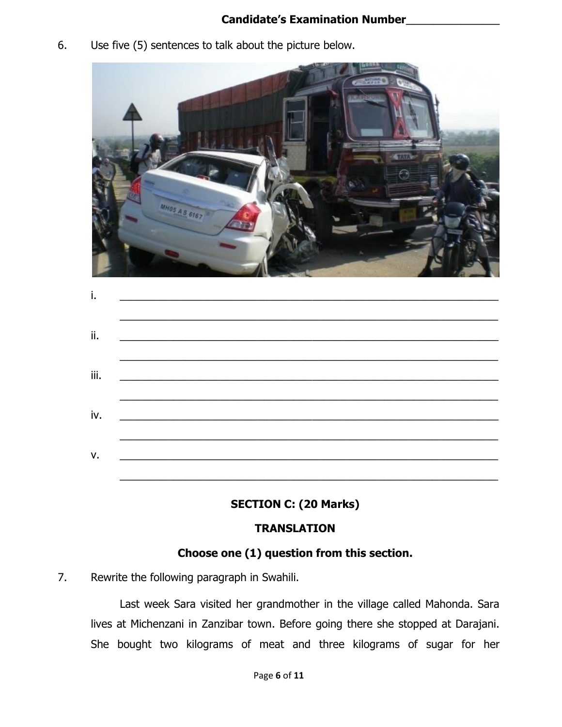**Candidate's Examination Number\_\_\_\_\_\_\_\_\_\_\_\_\_\_**

6. Use five (5) sentences to talk about the picture below.

i. \_\_\_\_\_\_\_\_\_\_\_\_\_\_\_\_\_\_\_\_\_\_\_\_\_\_\_\_\_\_\_\_\_\_\_\_\_\_\_\_\_\_\_\_\_\_\_\_\_\_\_\_\_\_\_\_\_\_\_\_

ii. \_\_\_\_\_\_\_\_\_\_\_\_\_\_\_\_\_\_\_\_\_\_\_\_\_\_\_\_\_\_\_\_\_\_\_\_\_\_\_\_\_\_\_\_\_\_\_\_\_\_\_\_\_\_\_\_\_\_\_\_

iii. \_\_\_\_\_\_\_\_\_\_\_\_\_\_\_\_\_\_\_\_\_\_\_\_\_\_\_\_\_\_\_\_\_\_\_\_\_\_\_\_\_\_\_\_\_\_\_\_\_\_\_\_\_\_\_\_\_\_\_\_

iv. \_\_\_\_\_\_\_\_\_\_\_\_\_\_\_\_\_\_\_\_\_\_\_\_\_\_\_\_\_\_\_\_\_\_\_\_\_\_\_\_\_\_\_\_\_\_\_\_\_\_\_\_\_\_\_\_\_\_\_\_

v. \_\_\_\_\_\_\_\_\_\_\_\_\_\_\_\_\_\_\_\_\_\_\_\_\_\_\_\_\_\_\_\_\_\_\_\_\_\_\_\_\_\_\_\_\_\_\_\_\_\_\_\_\_\_\_\_\_\_\_\_

## SECTION C: (20 Marks)

### TRANSLATION

**Choose one (1) question from this section.**

7. Rewrite the following paragraph in Swahili.

Last week Sara visited her grandmother in the village called Mahonda. Sara lives at Michenzani in Zanzibar town. Before going there she stopped at Darajani. She bought two kilograms of meat and three kilograms of sugar for her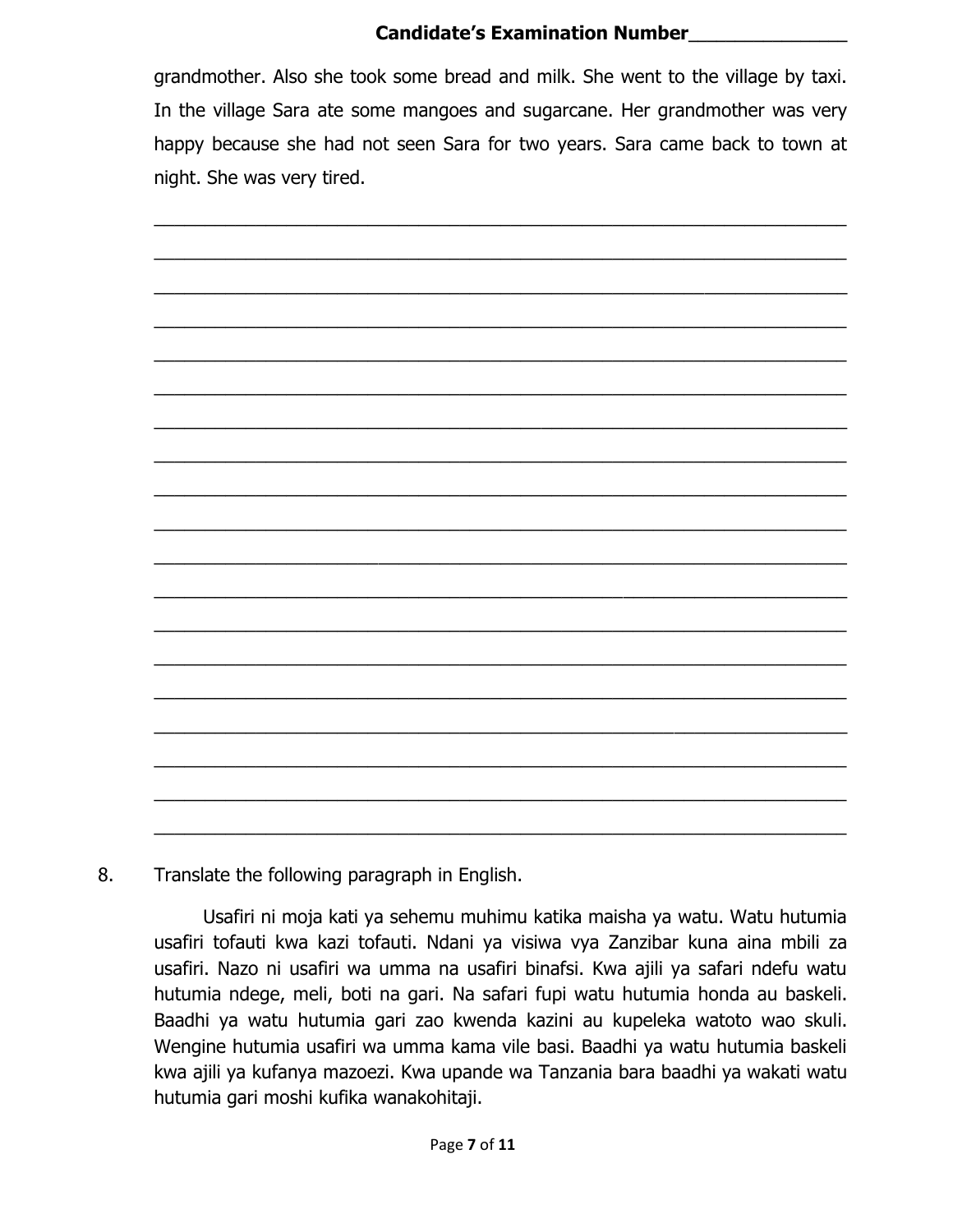grandmother. Also she took some bread and milk. She went to the village by taxi. In the village Sara ate some mangoes and sugarcane. Her grandmother was very happy because she had not seen Sara for two years. Sara came back to town at night. She was very tired.

______________________________________________________________________

______________________________________________________________________

______________________________________________________________________

______________________________________________________________________

______________________________________________________________________

______________________________________________________________________

______________________________________________________________________

______________________________________________________________________

______________________________________________________________________

______________________________________________________________________

______________________________________________________________________

______________________________________________________________________

______________________________________________________________________

______________________________________________________________________

______________________________________________________________________

______________________________________________________________________

______________________________________________________________________

______________________________________________________________________

______________________________________________________________________

8. Translate the following paragraph in English.

Usafiri ni moja kati ya sehemu muhimu katika maisha ya watu. Watu hutumia usafiri tofauti kwa kazi tofauti. Ndani ya visiwa vya Zanzibar kuna aina mbili za usafiri. Nazo ni usafiri wa umma na usafiri binafsi. Kwa ajili ya safari ndefu watu hutumia ndege, meli, boti na gari. Na safari fupi watu hutumia honda au baskeli. Baadhi ya watu hutumia gari zao kwenda kazini au kupeleka watoto wao skuli. Wengine hutumia usafiri wa umma kama vile basi. Baadhi ya watu hutumia baskeli kwa ajili ya kufanya mazoezi. Kwa upande wa Tanzania bara baadhi ya wakati watu hutumia gari moshi kufika wanakohitaji.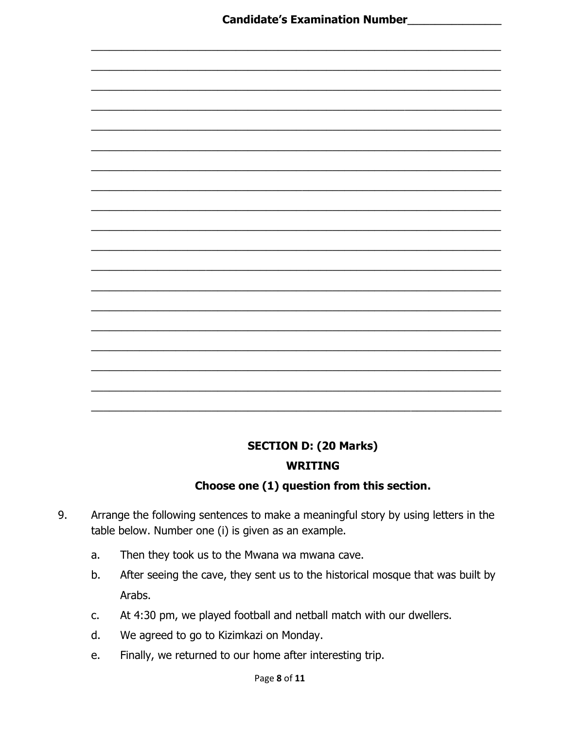Candidate's Examination Number_______________

_______________________________________________________________________

_______________________________________________________________________

_______________________________________________________________________

_______________________________________________________________________

_______________________________________________________________________

_______________________________________________________________________

_______________________________________________________________________

_______________________________________________________________________

_______________________________________________________________________

_______________________________________________________________________

_______________________________________________________________________

_______________________________________________________________________

_______________________________________________________________________

_______________________________________________________________________

_______________________________________________________________________

_______________________________________________________________________

_______________________________________________________________________

_______________________________________________________________________

_______________________________________________________________________

## SECTION D: (20 Marks)

## WRITING

### Choose one (1) question from this section.

9. Arrange the following sentences to make a meaningful story by using letters in the table below. Number one (i) is given as an example.

   a. Then they took us to the Mwana wa mwana cave.

   b. After seeing the cave, they sent us to the historical mosque that was built by Arabs.

   c. At 4:30 pm, we played football and netball match with our dwellers.

   d. We agreed to go to Kizimkazi on Monday.

   e. Finally, we returned to our home after interesting trip.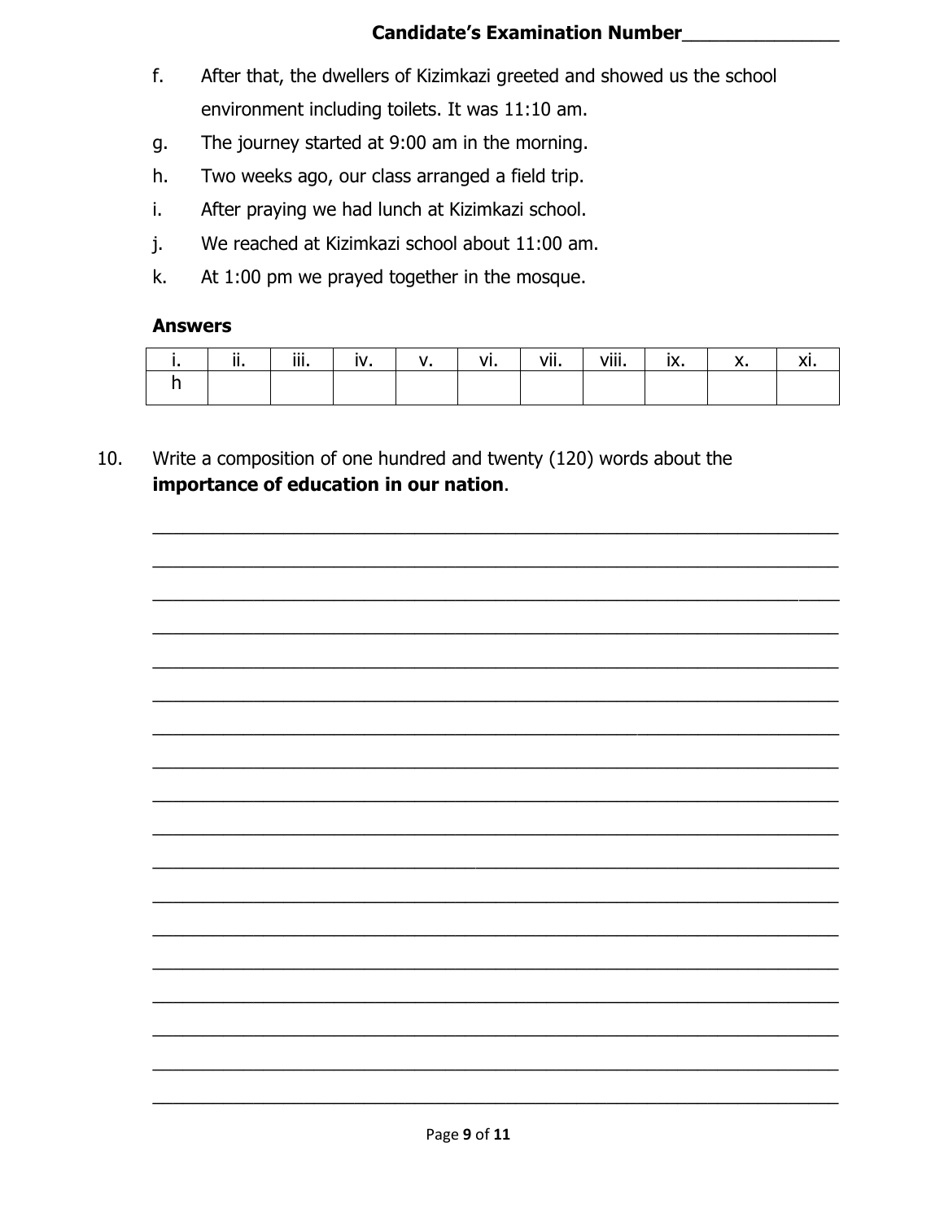Candidate's Examination Number______________

f. After that, the dwellers of Kizimkazi greeted and showed us the school environment including toilets. It was 11:10 am.

g. The journey started at 9:00 am in the morning.

h. Two weeks ago, our class arranged a field trip.

i. After praying we had lunch at Kizimkazi school.

j. We reached at Kizimkazi school about 11:00 am.

k. At 1:00 pm we prayed together in the mosque.

**Answers**

| i. | ii. | iii. | iv. | v. | vi. | vii. | viii. | ix. | x. | xi. |
|---|---|---|---|---|---|---|---|---|---|---|
| h | | | | | | | | | | |

10. Write a composition of one hundred and twenty (120) words about the **importance of education in our nation**.

_______________________________________________________________________

_______________________________________________________________________

_______________________________________________________________________

_______________________________________________________________________

_______________________________________________________________________

_______________________________________________________________________

_______________________________________________________________________

_______________________________________________________________________

_______________________________________________________________________

_______________________________________________________________________

_______________________________________________________________________

_______________________________________________________________________

_______________________________________________________________________

_______________________________________________________________________

_______________________________________________________________________

_______________________________________________________________________

_______________________________________________________________________

_______________________________________________________________________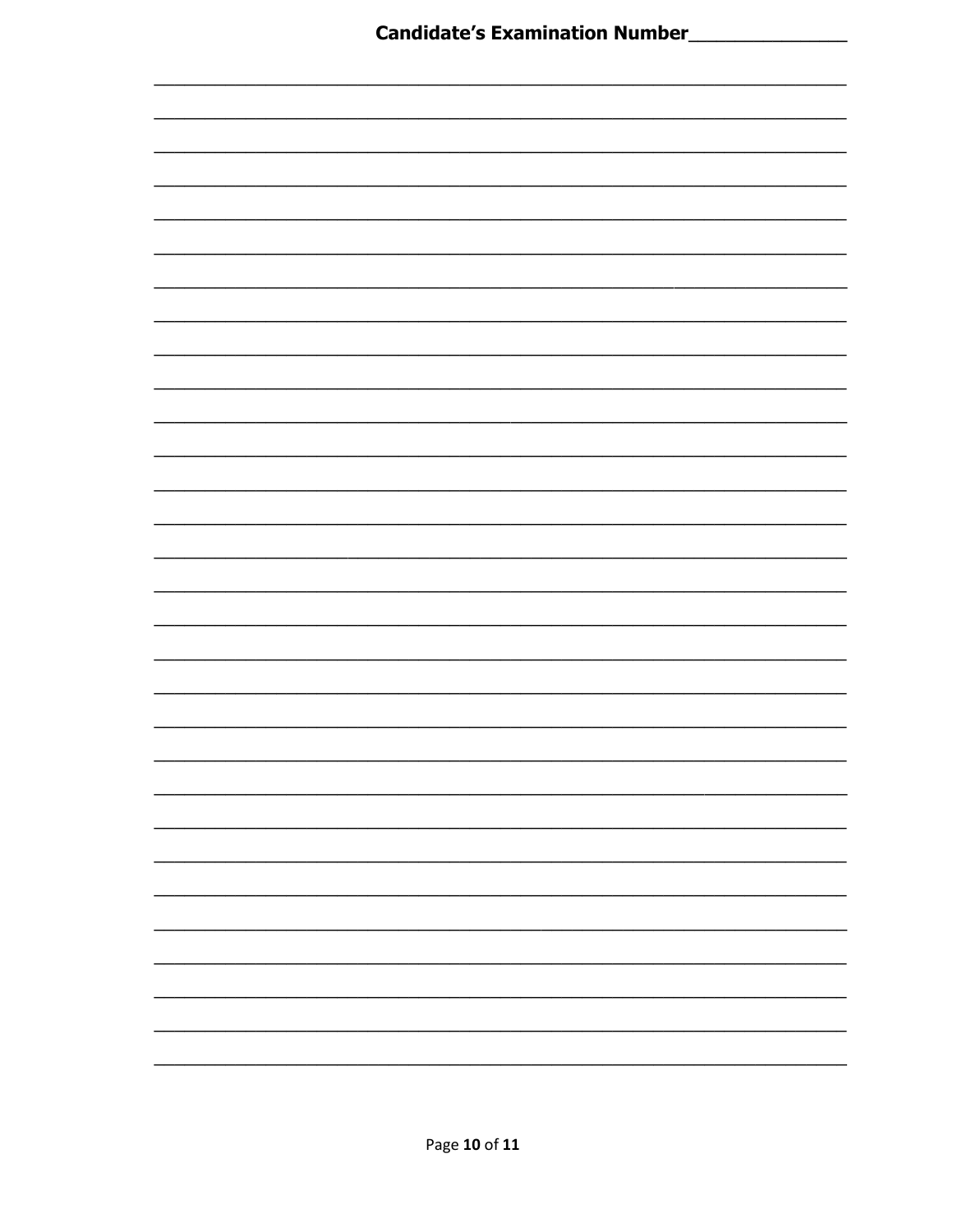Candidate's Examination Number______________

_______________________________________________________________________

_______________________________________________________________________

_______________________________________________________________________

_______________________________________________________________________

_______________________________________________________________________

_______________________________________________________________________

_______________________________________________________________________

_______________________________________________________________________

_______________________________________________________________________

_______________________________________________________________________

_______________________________________________________________________

_______________________________________________________________________

_______________________________________________________________________

_______________________________________________________________________

_______________________________________________________________________

_______________________________________________________________________

_______________________________________________________________________

_______________________________________________________________________

_______________________________________________________________________

_______________________________________________________________________

_______________________________________________________________________

_______________________________________________________________________

_______________________________________________________________________

_______________________________________________________________________

_______________________________________________________________________

_______________________________________________________________________

_______________________________________________________________________

_______________________________________________________________________

_______________________________________________________________________

_______________________________________________________________________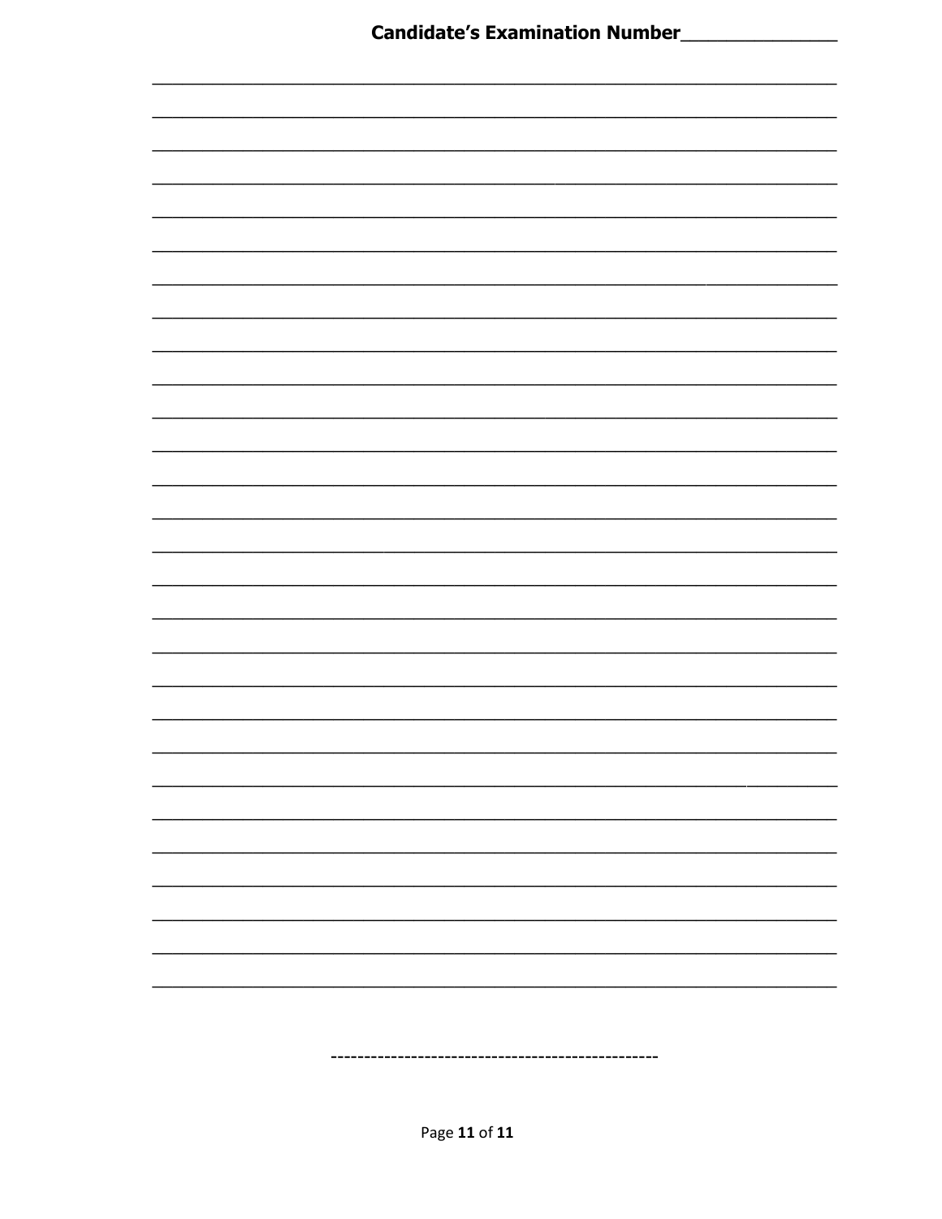**Candidate's Examination Number_______________**

________________________________________________________________________

________________________________________________________________________

________________________________________________________________________

________________________________________________________________________

________________________________________________________________________

________________________________________________________________________

________________________________________________________________________

________________________________________________________________________

________________________________________________________________________

________________________________________________________________________

________________________________________________________________________

________________________________________________________________________

________________________________________________________________________

________________________________________________________________________

________________________________________________________________________

________________________________________________________________________

________________________________________________________________________

________________________________________________________________________

________________________________________________________________________

________________________________________________________________________

________________________________________________________________________

________________________________________________________________________

________________________________________________________________________

________________________________________________________________________

________________________________________________________________________

________________________________________________________________________

________________________________________________________________________

________________________________________________________________________

-------------------------------------------------